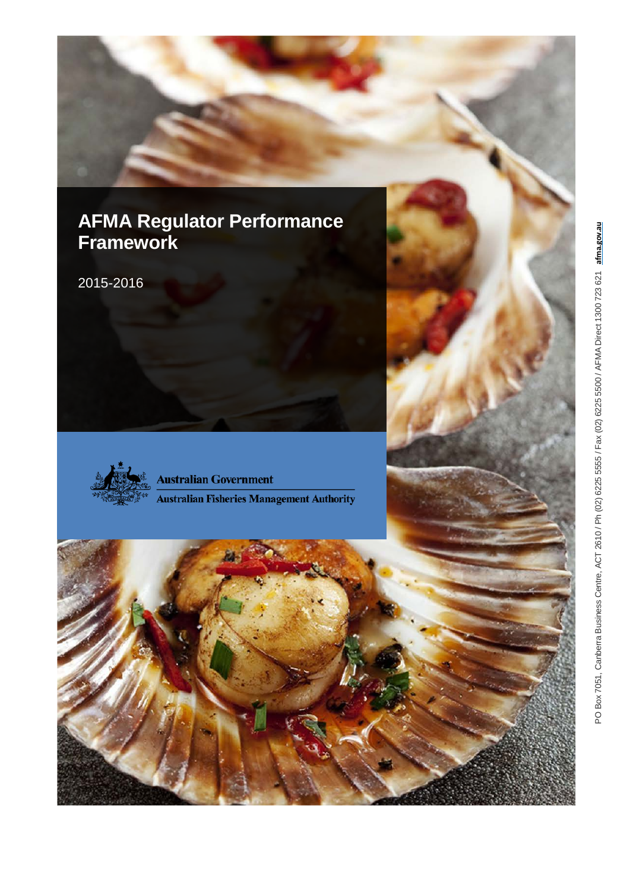# AFMA Regulator Performance Framework

2015-2016

Australian Government

Australian Fisheries Management Authority

PO Box 7051, Canberra Business Centre, ACT 2610 / Ph (02) 6225 5555 / Fax (02) 6225 5500 / AFMA Direct 1300 723 621 afma.gov.au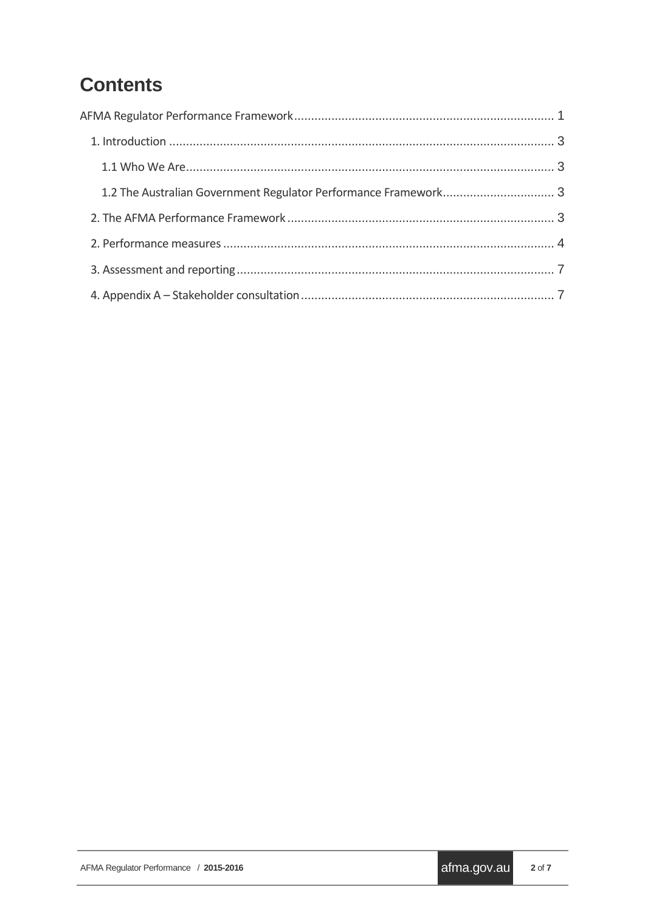# Contents

AFMA Regulator Performance Framework ........................................ 1

- 1. Introduction ........................................ 3
  - 1.1 Who We Are ........................................ 3
  - 1.2 The Australian Government Regulator Performance Framework ........................................ 3
- 2. The AFMA Performance Framework ........................................ 3
- 2. Performance measures ........................................ 4
- 3. Assessment and reporting ........................................ 7
- 4. Appendix A – Stakeholder consultation ........................................ 7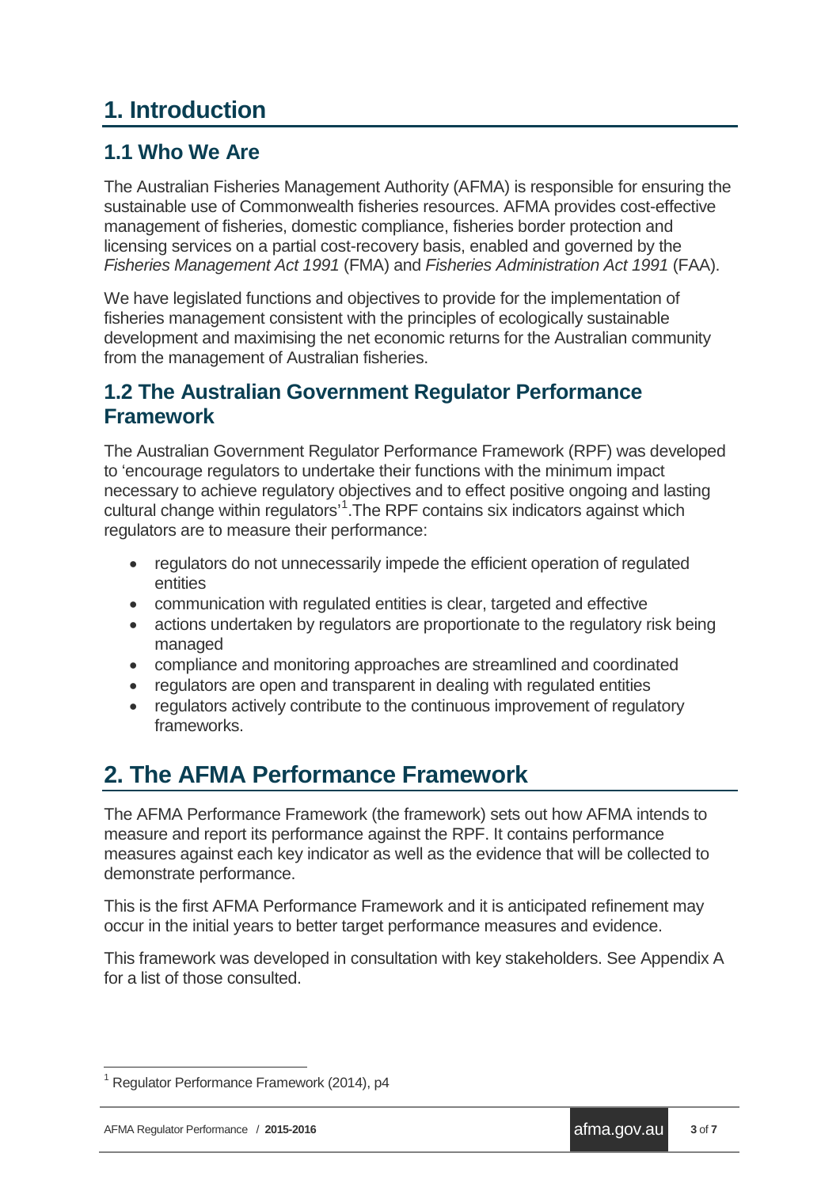# 1. Introduction

## 1.1 Who We Are

The Australian Fisheries Management Authority (AFMA) is responsible for ensuring the sustainable use of Commonwealth fisheries resources. AFMA provides cost-effective management of fisheries, domestic compliance, fisheries border protection and licensing services on a partial cost-recovery basis, enabled and governed by the *Fisheries Management Act 1991* (FMA) and *Fisheries Administration Act 1991* (FAA).

We have legislated functions and objectives to provide for the implementation of fisheries management consistent with the principles of ecologically sustainable development and maximising the net economic returns for the Australian community from the management of Australian fisheries.

## 1.2 The Australian Government Regulator Performance Framework

The Australian Government Regulator Performance Framework (RPF) was developed to 'encourage regulators to undertake their functions with the minimum impact necessary to achieve regulatory objectives and to effect positive ongoing and lasting cultural change within regulators'[1].The RPF contains six indicators against which regulators are to measure their performance:

- regulators do not unnecessarily impede the efficient operation of regulated entities
- communication with regulated entities is clear, targeted and effective
- actions undertaken by regulators are proportionate to the regulatory risk being managed
- compliance and monitoring approaches are streamlined and coordinated
- regulators are open and transparent in dealing with regulated entities
- regulators actively contribute to the continuous improvement of regulatory frameworks.

# 2. The AFMA Performance Framework

The AFMA Performance Framework (the framework) sets out how AFMA intends to measure and report its performance against the RPF. It contains performance measures against each key indicator as well as the evidence that will be collected to demonstrate performance.

This is the first AFMA Performance Framework and it is anticipated refinement may occur in the initial years to better target performance measures and evidence.

This framework was developed in consultation with key stakeholders. See Appendix A for a list of those consulted.

[1] Regulator Performance Framework (2014), p4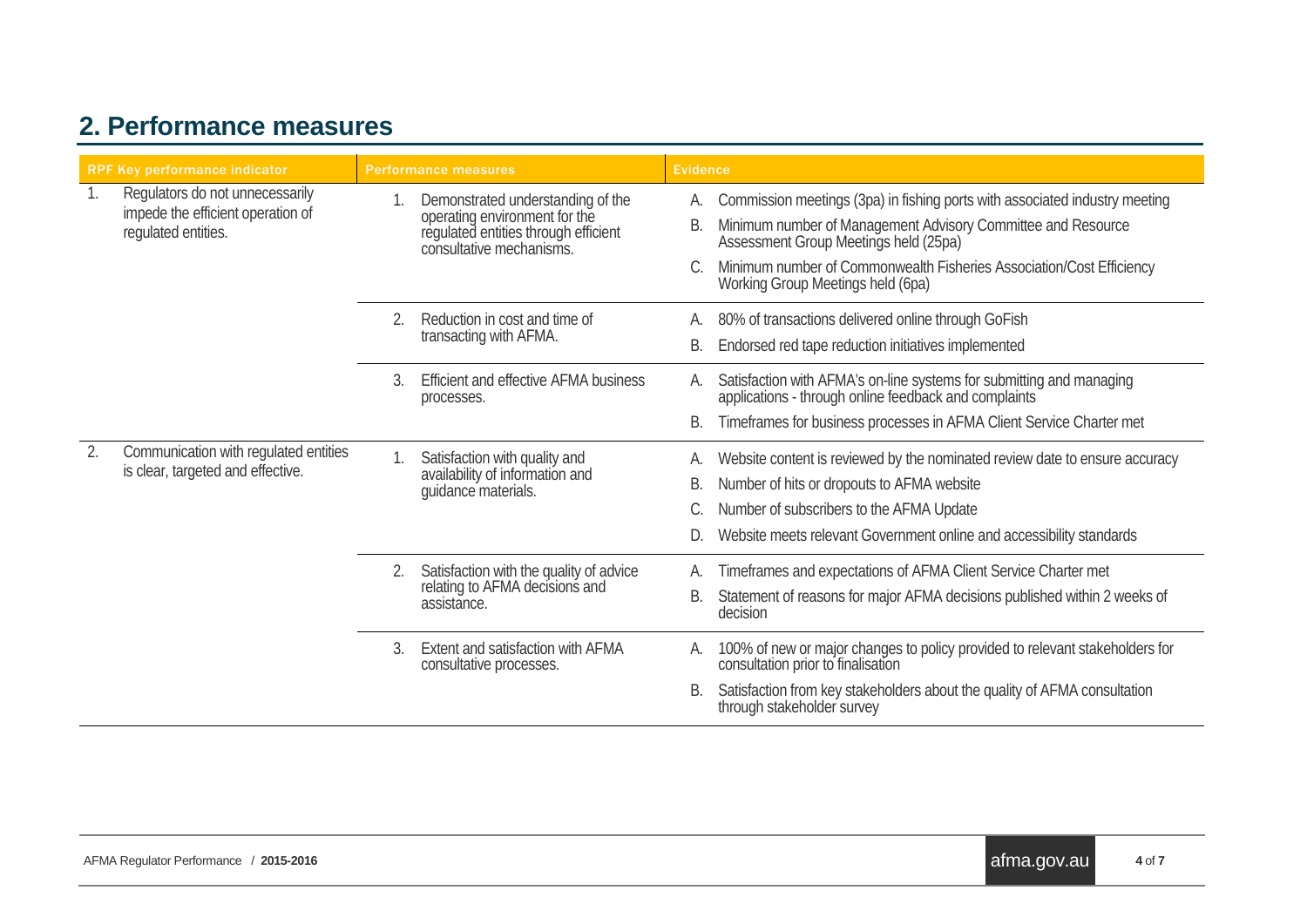## 2. Performance measures

| RPF Key performance indicator | Performance measures | Evidence |
|---|---|---|
| 1. Regulators do not unnecessarily impede the efficient operation of regulated entities. | 1. Demonstrated understanding of the operating environment for the regulated entities through efficient consultative mechanisms. | A. Commission meetings (3pa) in fishing ports with associated industry meeting<br>B. Minimum number of Management Advisory Committee and Resource Assessment Group Meetings held (25pa)<br>C. Minimum number of Commonwealth Fisheries Association/Cost Efficiency Working Group Meetings held (6pa) |
| | 2. Reduction in cost and time of transacting with AFMA. | A. 80% of transactions delivered online through GoFish<br>B. Endorsed red tape reduction initiatives implemented |
| | 3. Efficient and effective AFMA business processes. | A. Satisfaction with AFMA's on-line systems for submitting and managing applications - through online feedback and complaints<br>B. Timeframes for business processes in AFMA Client Service Charter met |
| 2. Communication with regulated entities is clear, targeted and effective. | 1. Satisfaction with quality and availability of information and guidance materials. | A. Website content is reviewed by the nominated review date to ensure accuracy<br>B. Number of hits or dropouts to AFMA website<br>C. Number of subscribers to the AFMA Update<br>D. Website meets relevant Government online and accessibility standards |
| | 2. Satisfaction with the quality of advice relating to AFMA decisions and assistance. | A. Timeframes and expectations of AFMA Client Service Charter met<br>B. Statement of reasons for major AFMA decisions published within 2 weeks of decision |
| | 3. Extent and satisfaction with AFMA consultative processes. | A. 100% of new or major changes to policy provided to relevant stakeholders for consultation prior to finalisation<br>B. Satisfaction from key stakeholders about the quality of AFMA consultation through stakeholder survey |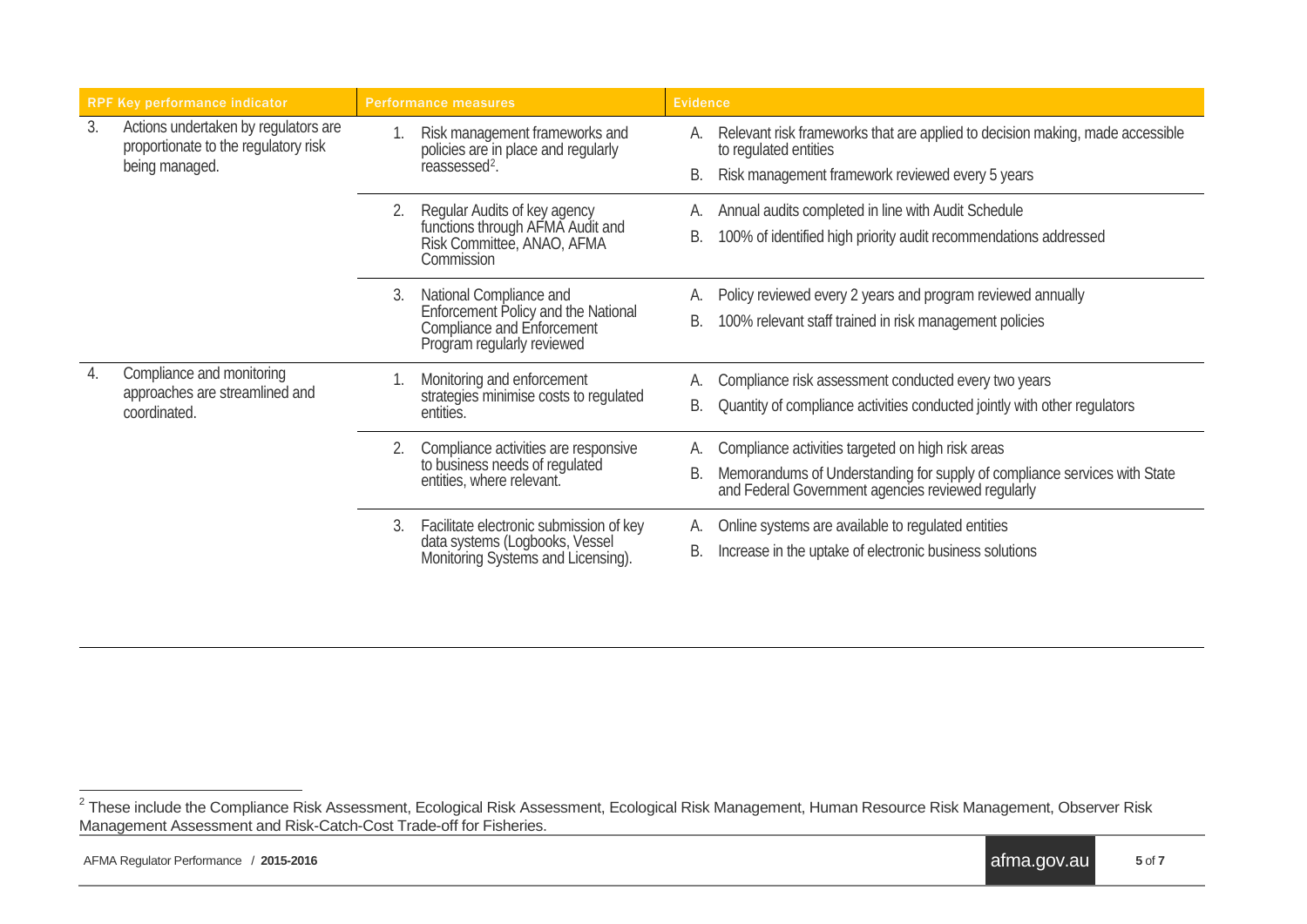| RPF Key performance indicator | Performance measures | Evidence |
|---|---|---|
| 3. Actions undertaken by regulators are proportionate to the regulatory risk being managed. | 1. Risk management frameworks and policies are in place and regularly reassessed[2]. | A. Relevant risk frameworks that are applied to decision making, made accessible to regulated entities<br>B. Risk management framework reviewed every 5 years |
| | 2. Regular Audits of key agency functions through AFMA Audit and Risk Committee, ANAO, AFMA Commission | A. Annual audits completed in line with Audit Schedule<br>B. 100% of identified high priority audit recommendations addressed |
| | 3. National Compliance and Enforcement Policy and the National Compliance and Enforcement Program regularly reviewed | A. Policy reviewed every 2 years and program reviewed annually<br>B. 100% relevant staff trained in risk management policies |
| 4. Compliance and monitoring approaches are streamlined and coordinated. | 1. Monitoring and enforcement strategies minimise costs to regulated entities. | A. Compliance risk assessment conducted every two years<br>B. Quantity of compliance activities conducted jointly with other regulators |
| | 2. Compliance activities are responsive to business needs of regulated entities, where relevant. | A. Compliance activities targeted on high risk areas<br>B. Memorandums of Understanding for supply of compliance services with State and Federal Government agencies reviewed regularly |
| | 3. Facilitate electronic submission of key data systems (Logbooks, Vessel Monitoring Systems and Licensing). | A. Online systems are available to regulated entities<br>B. Increase in the uptake of electronic business solutions |

[2] These include the Compliance Risk Assessment, Ecological Risk Assessment, Ecological Risk Management, Human Resource Risk Management, Observer Risk Management Assessment and Risk-Catch-Cost Trade-off for Fisheries.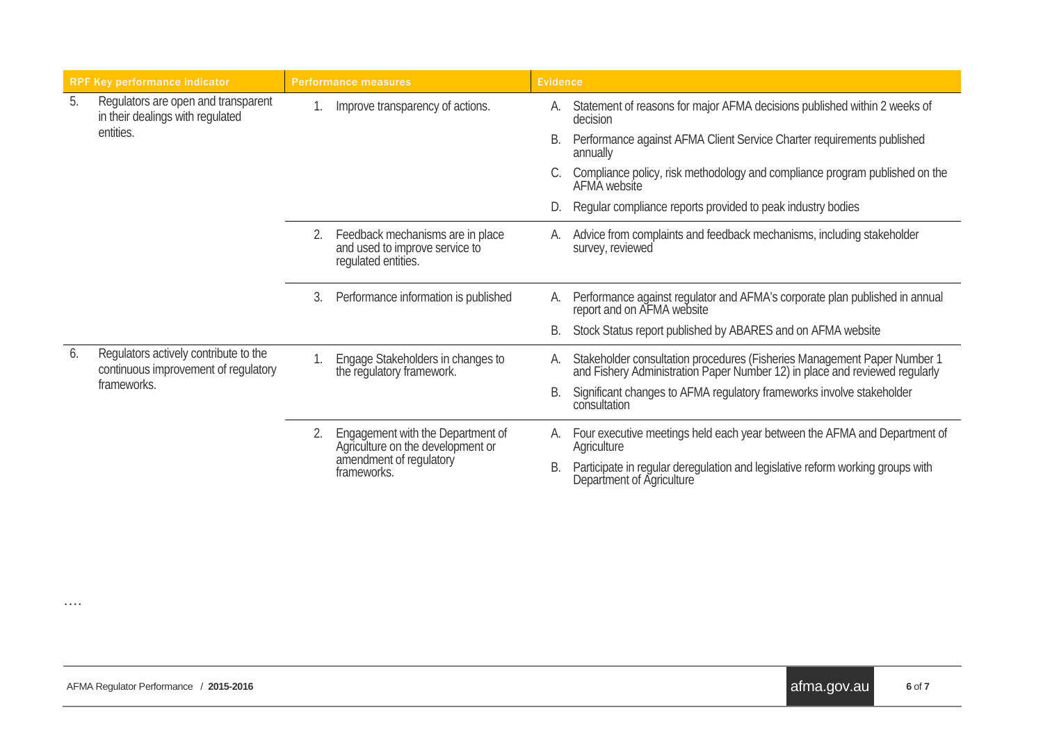| RPF Key performance indicator | Performance measures | Evidence |
|---|---|---|
| 5. Regulators are open and transparent in their dealings with regulated entities. | 1. Improve transparency of actions. | A. Statement of reasons for major AFMA decisions published within 2 weeks of decision |
| | | B. Performance against AFMA Client Service Charter requirements published annually |
| | | C. Compliance policy, risk methodology and compliance program published on the AFMA website |
| | | D. Regular compliance reports provided to peak industry bodies |
| | 2. Feedback mechanisms are in place and used to improve service to regulated entities. | A. Advice from complaints and feedback mechanisms, including stakeholder survey, reviewed |
| | 3. Performance information is published | A. Performance against regulator and AFMA's corporate plan published in annual report and on AFMA website |
| | | B. Stock Status report published by ABARES and on AFMA website |
| 6. Regulators actively contribute to the continuous improvement of regulatory frameworks. | 1. Engage Stakeholders in changes to the regulatory framework. | A. Stakeholder consultation procedures (Fisheries Management Paper Number 1 and Fishery Administration Paper Number 12) in place and reviewed regularly |
| | | B. Significant changes to AFMA regulatory frameworks involve stakeholder consultation |
| | 2. Engagement with the Department of Agriculture on the development or amendment of regulatory frameworks. | A. Four executive meetings held each year between the AFMA and Department of Agriculture |
| | | B. Participate in regular deregulation and legislative reform working groups with Department of Agriculture |

....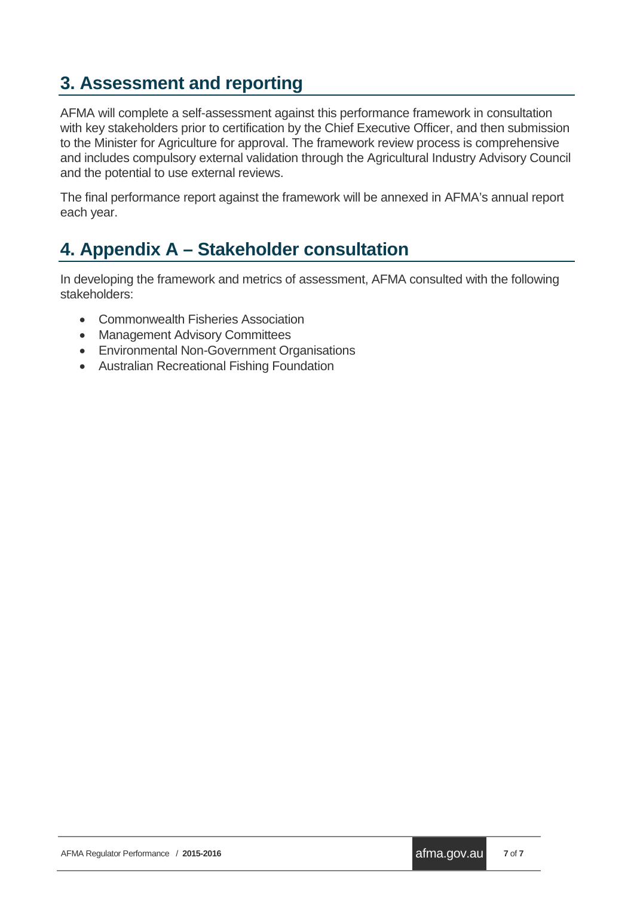## 3. Assessment and reporting

AFMA will complete a self-assessment against this performance framework in consultation with key stakeholders prior to certification by the Chief Executive Officer, and then submission to the Minister for Agriculture for approval. The framework review process is comprehensive and includes compulsory external validation through the Agricultural Industry Advisory Council and the potential to use external reviews.

The final performance report against the framework will be annexed in AFMA's annual report each year.

## 4. Appendix A – Stakeholder consultation

In developing the framework and metrics of assessment, AFMA consulted with the following stakeholders:

- Commonwealth Fisheries Association
- Management Advisory Committees
- Environmental Non-Government Organisations
- Australian Recreational Fishing Foundation